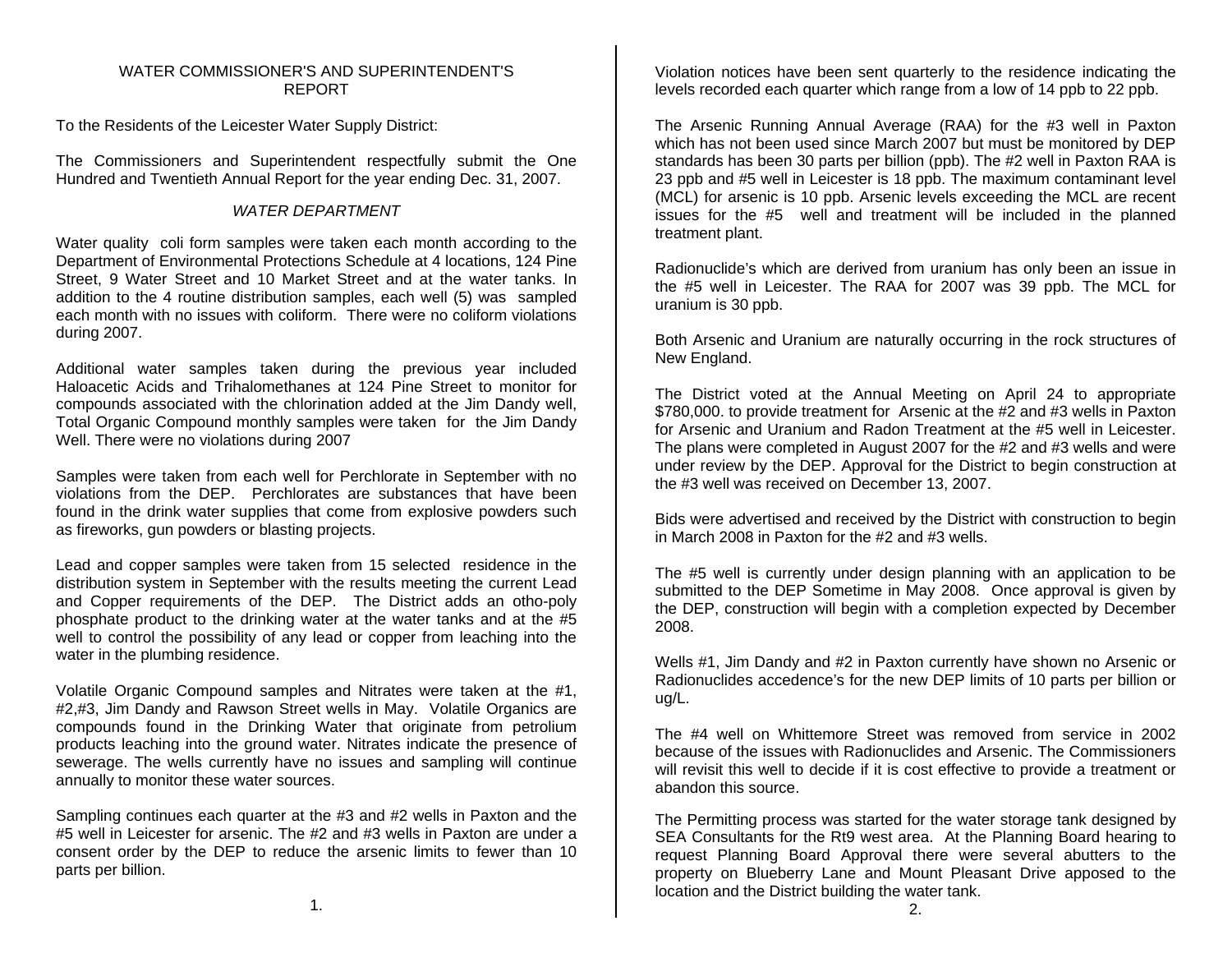# WATER COMMISSIONER'S AND SUPERINTENDENT'S REPORT

To the Residents of the Leicester Water Supply District:

The Commissioners and Superintendent respectfully submit the One Hundred and Twentieth Annual Report for the year ending Dec. 31, 2007.

## *WATER DEPARTMENT*

Water quality coli form samples were taken each month according to the Department of Environmental Protections Schedule at 4 locations, 124 Pine Street, 9 Water Street and 10 Market Street and at the water tanks. In addition to the 4 routine distribution samples, each well (5) was sampled each month with no issues with coliform. There were no coliform violations during 2007.

Additional water samples taken during the previous year included Haloacetic Acids and Trihalomethanes at 124 Pine Street to monitor for compounds associated with the chlorination added at the Jim Dandy well, Total Organic Compound monthly samples were taken for the Jim Dandy Well. There were no violations during 2007

Samples were taken from each well for Perchlorate in September with no violations from the DEP. Perchlorates are substances that have been found in the drink water supplies that come from explosive powders such as fireworks, gun powders or blasting projects.

Lead and copper samples were taken from 15 selected residence in the distribution system in September with the results meeting the current Lead and Copper requirements of the DEP. The District adds an otho-poly phosphate product to the drinking water at the water tanks and at the #5 well to control the possibility of any lead or copper from leaching into the water in the plumbing residence.

Volatile Organic Compound samples and Nitrates were taken at the #1, #2,#3, Jim Dandy and Rawson Street wells in May. Volatile Organics are compounds found in the Drinking Water that originate from petrolium products leaching into the ground water. Nitrates indicate the presence of sewerage. The wells currently have no issues and sampling will continue annually to monitor these water sources.

Sampling continues each quarter at the #3 and #2 wells in Paxton and the #5 well in Leicester for arsenic. The #2 and #3 wells in Paxton are under a consent order by the DEP to reduce the arsenic limits to fewer than 10 parts per billion.

Violation notices have been sent quarterly to the residence indicating the levels recorded each quarter which range from a low of 14 ppb to 22 ppb.

The Arsenic Running Annual Average (RAA) for the #3 well in Paxton which has not been used since March 2007 but must be monitored by DEP standards has been 30 parts per billion (ppb). The #2 well in Paxton RAA is 23 ppb and #5 well in Leicester is 18 ppb. The maximum contaminant level (MCL) for arsenic is 10 ppb. Arsenic levels exceeding the MCL are recent issues for the #5 well and treatment will be included in the planned treatment plant.

Radionuclide's which are derived from uranium has only been an issue in the #5 well in Leicester. The RAA for 2007 was 39 ppb. The MCL for uranium is 30 ppb.

Both Arsenic and Uranium are naturally occurring in the rock structures of New England.

The District voted at the Annual Meeting on April 24 to appropriate $780,000. to provide treatment for Arsenic at the #2 and #3 wells in Paxton for Arsenic and Uranium and Radon Treatment at the #5 well in Leicester. The plans were completed in August 2007 for the #2 and #3 wells and were under review by the DEP. Approval for the District to begin construction at the #3 well was received on December 13, 2007.

Bids were advertised and received by the District with construction to begin in March 2008 in Paxton for the #2 and #3 wells.

The #5 well is currently under design planning with an application to be submitted to the DEP Sometime in May 2008. Once approval is given by the DEP, construction will begin with a completion expected by December 2008.

Wells #1, Jim Dandy and #2 in Paxton currently have shown no Arsenic or Radionuclides accedence's for the new DEP limits of 10 parts per billion or ug/L.

The #4 well on Whittemore Street was removed from service in 2002 because of the issues with Radionuclides and Arsenic. The Commissioners will revisit this well to decide if it is cost effective to provide a treatment or abandon this source.

The Permitting process was started for the water storage tank designed by SEA Consultants for the Rt9 west area. At the Planning Board hearing to request Planning Board Approval there were several abutters to the property on Blueberry Lane and Mount Pleasant Drive apposed to the location and the District building the water tank.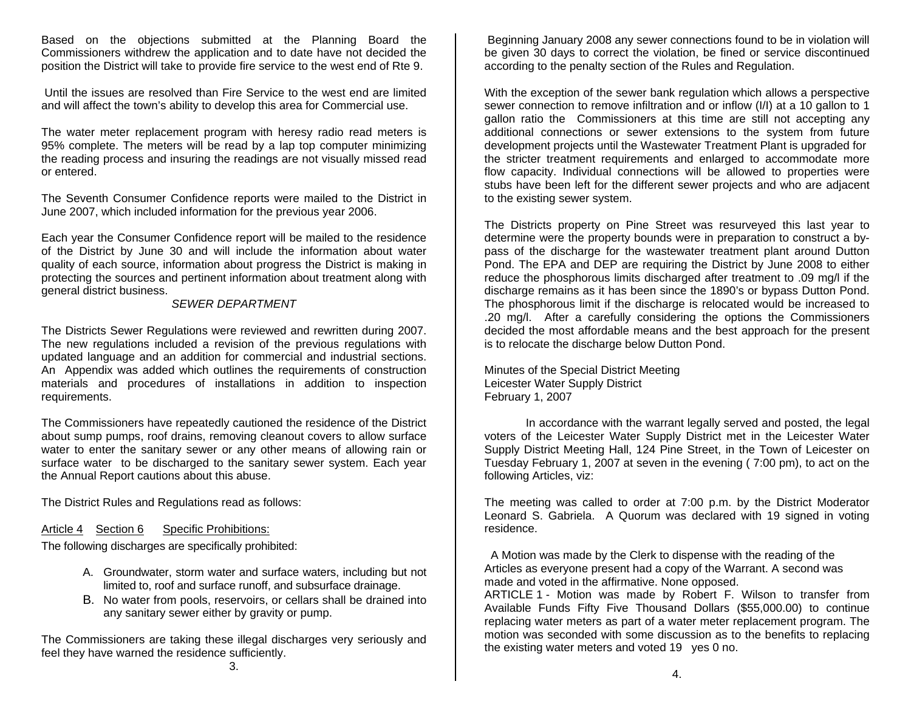Based on the objections submitted at the Planning Board the Commissioners withdrew the application and to date have not decided the position the District will take to provide fire service to the west end of Rte 9.

Until the issues are resolved than Fire Service to the west end are limited and will affect the town's ability to develop this area for Commercial use.

The water meter replacement program with heresy radio read meters is 95% complete. The meters will be read by a lap top computer minimizing the reading process and insuring the readings are not visually missed read or entered.

The Seventh Consumer Confidence reports were mailed to the District in June 2007, which included information for the previous year 2006.

Each year the Consumer Confidence report will be mailed to the residence of the District by June 30 and will include the information about water quality of each source, information about progress the District is making in protecting the sources and pertinent information about treatment along with general district business.

*SEWER DEPARTMENT*

The Districts Sewer Regulations were reviewed and rewritten during 2007. The new regulations included a revision of the previous regulations with updated language and an addition for commercial and industrial sections. An Appendix was added which outlines the requirements of construction materials and procedures of installations in addition to inspection requirements.

The Commissioners have repeatedly cautioned the residence of the District about sump pumps, roof drains, removing cleanout covers to allow surface water to enter the sanitary sewer or any other means of allowing rain or surface water to be discharged to the sanitary sewer system. Each year the Annual Report cautions about this abuse.

The District Rules and Regulations read as follows:

Article 4 Section 6 Specific Prohibitions:

The following discharges are specifically prohibited:

A. Groundwater, storm water and surface waters, including but not limited to, roof and surface runoff, and subsurface drainage.
B. No water from pools, reservoirs, or cellars shall be drained into any sanitary sewer either by gravity or pump.

The Commissioners are taking these illegal discharges very seriously and feel they have warned the residence sufficiently.

Beginning January 2008 any sewer connections found to be in violation will be given 30 days to correct the violation, be fined or service discontinued according to the penalty section of the Rules and Regulation.

With the exception of the sewer bank regulation which allows a perspective sewer connection to remove infiltration and or inflow (I/I) at a 10 gallon to 1 gallon ratio the Commissioners at this time are still not accepting any additional connections or sewer extensions to the system from future development projects until the Wastewater Treatment Plant is upgraded for the stricter treatment requirements and enlarged to accommodate more flow capacity. Individual connections will be allowed to properties were stubs have been left for the different sewer projects and who are adjacent to the existing sewer system.

The Districts property on Pine Street was resurveyed this last year to determine were the property bounds were in preparation to construct a by-pass of the discharge for the wastewater treatment plant around Dutton Pond. The EPA and DEP are requiring the District by June 2008 to either reduce the phosphorous limits discharged after treatment to .09 mg/l if the discharge remains as it has been since the 1890's or bypass Dutton Pond. The phosphorous limit if the discharge is relocated would be increased to .20 mg/l. After a carefully considering the options the Commissioners decided the most affordable means and the best approach for the present is to relocate the discharge below Dutton Pond.

Minutes of the Special District Meeting
Leicester Water Supply District
February 1, 2007

In accordance with the warrant legally served and posted, the legal voters of the Leicester Water Supply District met in the Leicester Water Supply District Meeting Hall, 124 Pine Street, in the Town of Leicester on Tuesday February 1, 2007 at seven in the evening ( 7:00 pm), to act on the following Articles, viz:

The meeting was called to order at 7:00 p.m. by the District Moderator Leonard S. Gabriela. A Quorum was declared with 19 signed in voting residence.

A Motion was made by the Clerk to dispense with the reading of the Articles as everyone present had a copy of the Warrant. A second was made and voted in the affirmative. None opposed.

ARTICLE 1 - Motion was made by Robert F. Wilson to transfer from Available Funds Fifty Five Thousand Dollars ($55,000.00) to continue replacing water meters as part of a water meter replacement program. The motion was seconded with some discussion as to the benefits to replacing the existing water meters and voted 19 yes 0 no.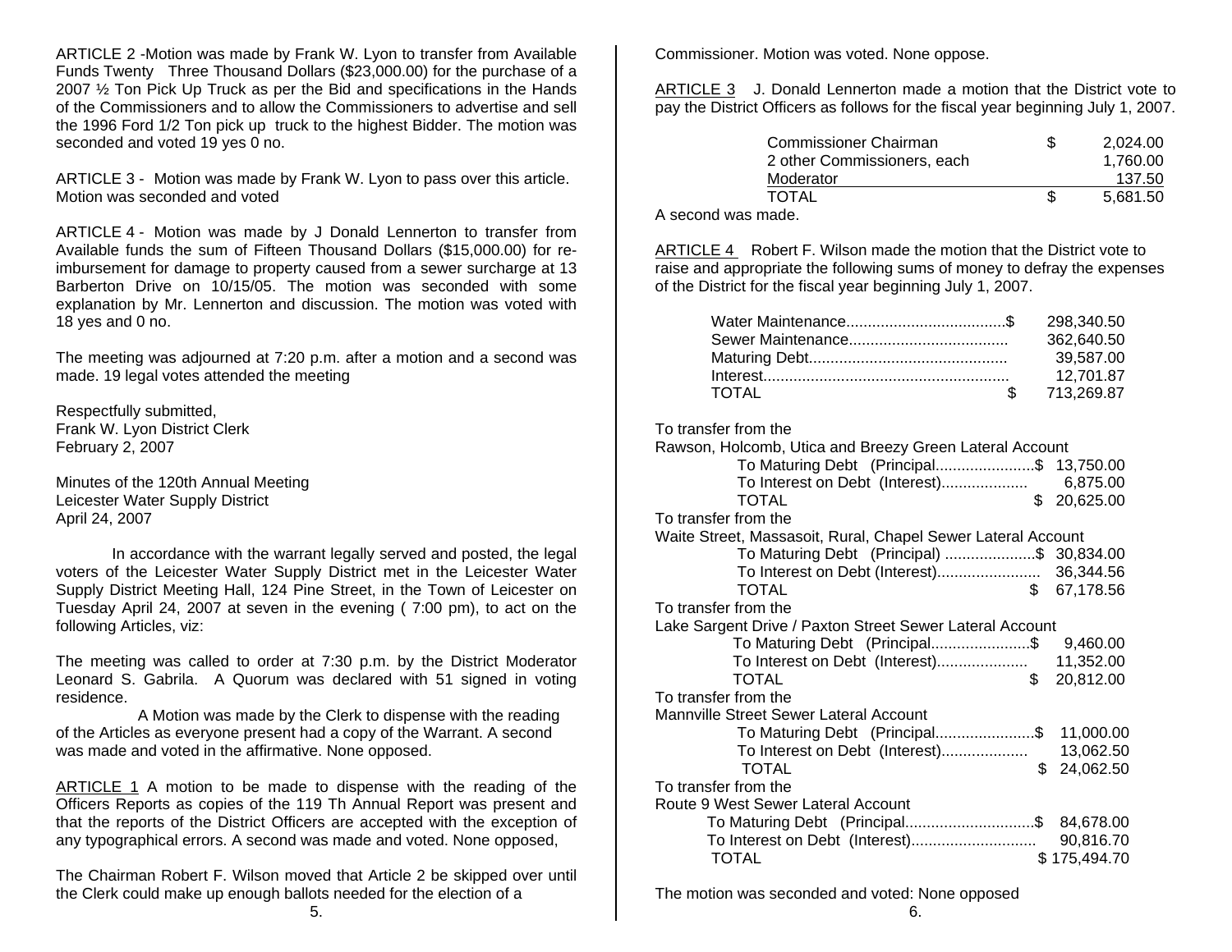ARTICLE 2 -Motion was made by Frank W. Lyon to transfer from Available Funds Twenty Three Thousand Dollars ($23,000.00) for the purchase of a 2007 ½ Ton Pick Up Truck as per the Bid and specifications in the Hands of the Commissioners and to allow the Commissioners to advertise and sell the 1996 Ford 1/2 Ton pick up truck to the highest Bidder. The motion was seconded and voted 19 yes 0 no.

ARTICLE 3 - Motion was made by Frank W. Lyon to pass over this article. Motion was seconded and voted

ARTICLE 4 - Motion was made by J Donald Lennerton to transfer from Available funds the sum of Fifteen Thousand Dollars ($15,000.00) for re-imbursement for damage to property caused from a sewer surcharge at 13 Barberton Drive on 10/15/05. The motion was seconded with some explanation by Mr. Lennerton and discussion. The motion was voted with 18 yes and 0 no.

The meeting was adjourned at 7:20 p.m. after a motion and a second was made. 19 legal votes attended the meeting

Respectfully submitted,
Frank W. Lyon District Clerk
February 2, 2007

Minutes of the 120th Annual Meeting
Leicester Water Supply District
April 24, 2007

In accordance with the warrant legally served and posted, the legal voters of the Leicester Water Supply District met in the Leicester Water Supply District Meeting Hall, 124 Pine Street, in the Town of Leicester on Tuesday April 24, 2007 at seven in the evening ( 7:00 pm), to act on the following Articles, viz:

The meeting was called to order at 7:30 p.m. by the District Moderator Leonard S. Gabrila. A Quorum was declared with 51 signed in voting residence.

A Motion was made by the Clerk to dispense with the reading of the Articles as everyone present had a copy of the Warrant. A second was made and voted in the affirmative. None opposed.

ARTICLE 1 A motion to be made to dispense with the reading of the Officers Reports as copies of the 119 Th Annual Report was present and that the reports of the District Officers are accepted with the exception of any typographical errors. A second was made and voted. None opposed,

The Chairman Robert F. Wilson moved that Article 2 be skipped over until the Clerk could make up enough ballots needed for the election of a Commissioner. Motion was voted. None oppose.

ARTICLE 3 J. Donald Lennerton made a motion that the District vote to pay the District Officers as follows for the fiscal year beginning July 1, 2007.

| | | |
|---|---|---|
| Commissioner Chairman | $ | 2,024.00 |
| 2 other Commissioners, each | | 1,760.00 |
| Moderator | | 137.50 |
| TOTAL | $ | 5,681.50 |

A second was made.

ARTICLE 4 Robert F. Wilson made the motion that the District vote to raise and appropriate the following sums of money to defray the expenses of the District for the fiscal year beginning July 1, 2007.

| | | |
|---|---|---|
| Water Maintenance | $ | 298,340.50 |
| Sewer Maintenance | | 362,640.50 |
| Maturing Debt | | 39,587.00 |
| Interest | | 12,701.87 |
| TOTAL | $ | 713,269.87 |

To transfer from the
Rawson, Holcomb, Utica and Breezy Green Lateral Account

| | | |
|---|---|---|
| To Maturing Debt (Principal | $ | 13,750.00 |
| To Interest on Debt (Interest) | | 6,875.00 |
| TOTAL | $ | 20,625.00 |

To transfer from the
Waite Street, Massasoit, Rural, Chapel Sewer Lateral Account

| | | |
|---|---|---|
| To Maturing Debt (Principal) | $ | 30,834.00 |
| To Interest on Debt (Interest) | | 36,344.56 |
| TOTAL | $ | 67,178.56 |

To transfer from the
Lake Sargent Drive / Paxton Street Sewer Lateral Account

| | | |
|---|---|---|
| To Maturing Debt (Principal | $ | 9,460.00 |
| To Interest on Debt (Interest) | | 11,352.00 |
| TOTAL | $ | 20,812.00 |

To transfer from the
Mannville Street Sewer Lateral Account

| | | |
|---|---|---|
| To Maturing Debt (Principal | $ | 11,000.00 |
| To Interest on Debt (Interest) | | 13,062.50 |
| TOTAL | $ | 24,062.50 |

To transfer from the
Route 9 West Sewer Lateral Account

| | | |
|---|---|---|
| To Maturing Debt (Principal | $ | 84,678.00 |
| To Interest on Debt (Interest) | | 90,816.70 |
| TOTAL | $ | 175,494.70 |

The motion was seconded and voted: None opposed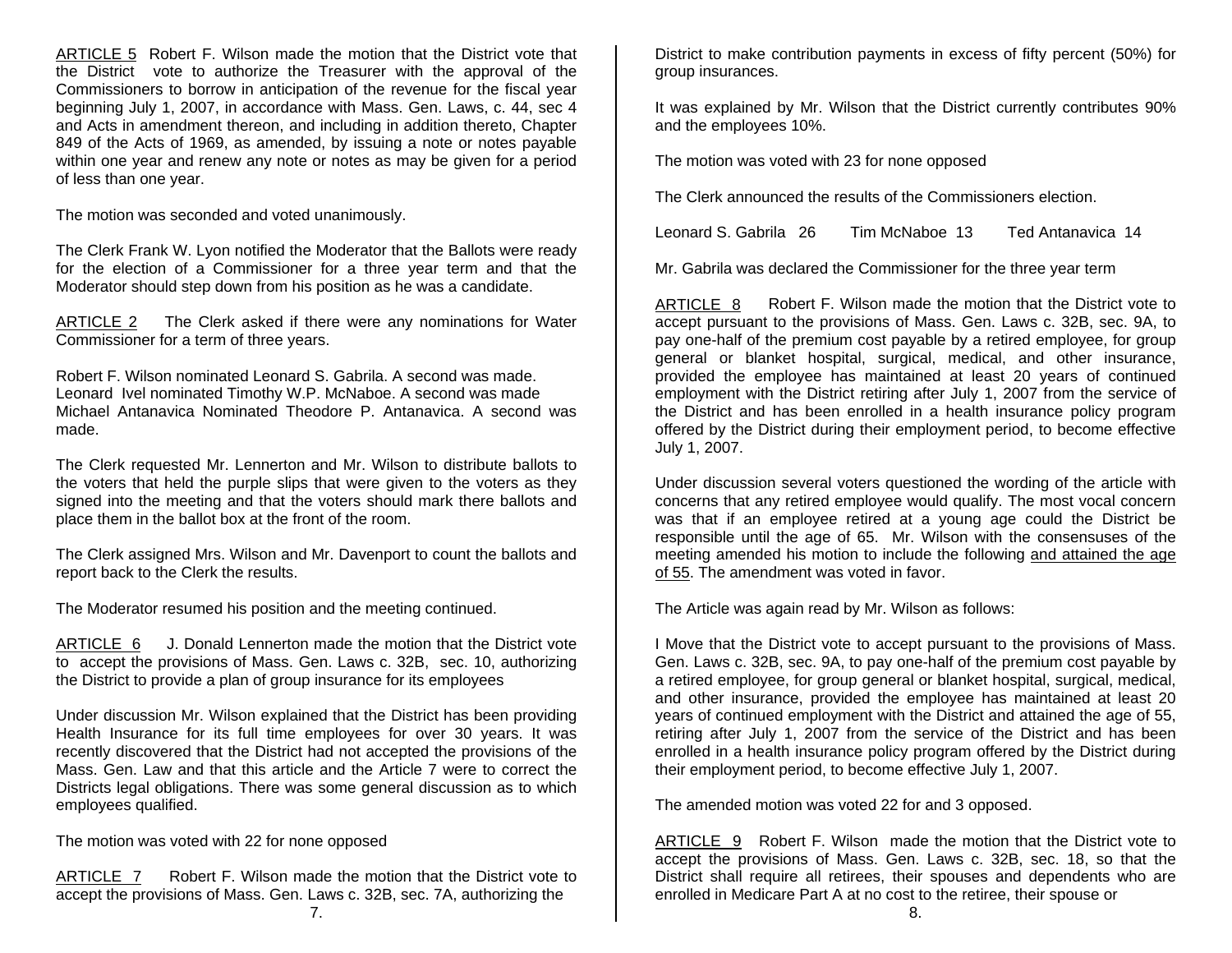<u>ARTICLE 5</u> Robert F. Wilson made the motion that the District vote that the District vote to authorize the Treasurer with the approval of the Commissioners to borrow in anticipation of the revenue for the fiscal year beginning July 1, 2007, in accordance with Mass. Gen. Laws, c. 44, sec 4 and Acts in amendment thereon, and including in addition thereto, Chapter 849 of the Acts of 1969, as amended, by issuing a note or notes payable within one year and renew any note or notes as may be given for a period of less than one year.

The motion was seconded and voted unanimously.

The Clerk Frank W. Lyon notified the Moderator that the Ballots were ready for the election of a Commissioner for a three year term and that the Moderator should step down from his position as he was a candidate.

<u>ARTICLE 2</u> The Clerk asked if there were any nominations for Water Commissioner for a term of three years.

Robert F. Wilson nominated Leonard S. Gabrila. A second was made.
Leonard Ivel nominated Timothy W.P. McNaboe. A second was made
Michael Antanavica Nominated Theodore P. Antanavica. A second was made.

The Clerk requested Mr. Lennerton and Mr. Wilson to distribute ballots to the voters that held the purple slips that were given to the voters as they signed into the meeting and that the voters should mark there ballots and place them in the ballot box at the front of the room.

The Clerk assigned Mrs. Wilson and Mr. Davenport to count the ballots and report back to the Clerk the results.

The Moderator resumed his position and the meeting continued.

<u>ARTICLE 6</u> J. Donald Lennerton made the motion that the District vote to accept the provisions of Mass. Gen. Laws c. 32B, sec. 10, authorizing the District to provide a plan of group insurance for its employees

Under discussion Mr. Wilson explained that the District has been providing Health Insurance for its full time employees for over 30 years. It was recently discovered that the District had not accepted the provisions of the Mass. Gen. Law and that this article and the Article 7 were to correct the Districts legal obligations. There was some general discussion as to which employees qualified.

The motion was voted with 22 for none opposed

<u>ARTICLE 7</u> Robert F. Wilson made the motion that the District vote to accept the provisions of Mass. Gen. Laws c. 32B, sec. 7A, authorizing the District to make contribution payments in excess of fifty percent (50%) for group insurances.

It was explained by Mr. Wilson that the District currently contributes 90% and the employees 10%.

The motion was voted with 23 for none opposed

The Clerk announced the results of the Commissioners election.

Leonard S. Gabrila 26 Tim McNaboe 13 Ted Antanavica 14

Mr. Gabrila was declared the Commissioner for the three year term

<u>ARTICLE 8</u> Robert F. Wilson made the motion that the District vote to accept pursuant to the provisions of Mass. Gen. Laws c. 32B, sec. 9A, to pay one-half of the premium cost payable by a retired employee, for group general or blanket hospital, surgical, medical, and other insurance, provided the employee has maintained at least 20 years of continued employment with the District retiring after July 1, 2007 from the service of the District and has been enrolled in a health insurance policy program offered by the District during their employment period, to become effective July 1, 2007.

Under discussion several voters questioned the wording of the article with concerns that any retired employee would qualify. The most vocal concern was that if an employee retired at a young age could the District be responsible until the age of 65. Mr. Wilson with the consensuses of the meeting amended his motion to include the following <u>and attained the age of 55</u>. The amendment was voted in favor.

The Article was again read by Mr. Wilson as follows:

I Move that the District vote to accept pursuant to the provisions of Mass. Gen. Laws c. 32B, sec. 9A, to pay one-half of the premium cost payable by a retired employee, for group general or blanket hospital, surgical, medical, and other insurance, provided the employee has maintained at least 20 years of continued employment with the District and attained the age of 55, retiring after July 1, 2007 from the service of the District and has been enrolled in a health insurance policy program offered by the District during their employment period, to become effective July 1, 2007.

The amended motion was voted 22 for and 3 opposed.

<u>ARTICLE 9</u> Robert F. Wilson made the motion that the District vote to accept the provisions of Mass. Gen. Laws c. 32B, sec. 18, so that the District shall require all retirees, their spouses and dependents who are enrolled in Medicare Part A at no cost to the retiree, their spouse or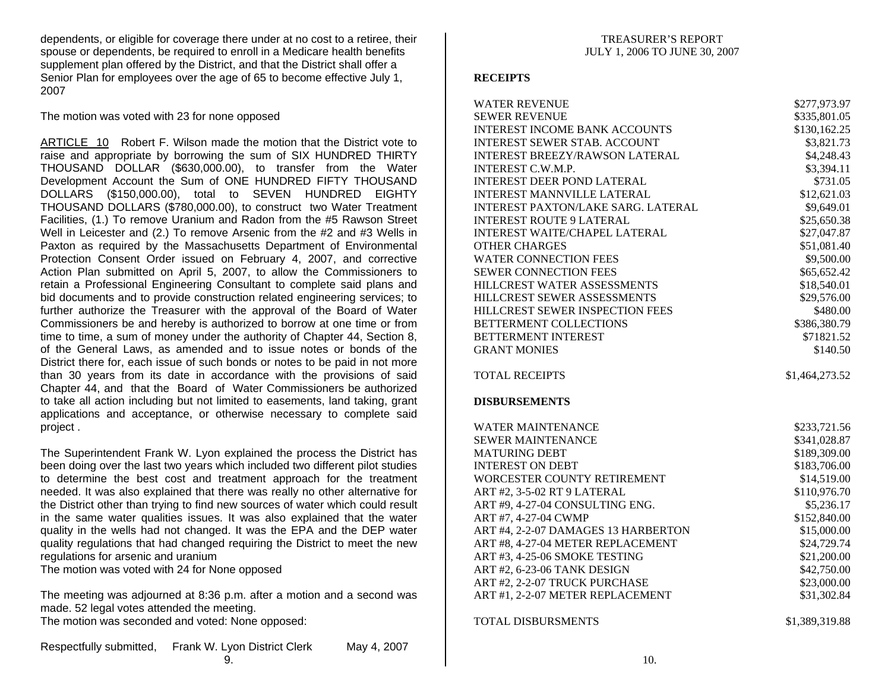dependents, or eligible for coverage there under at no cost to a retiree, their spouse or dependents, be required to enroll in a Medicare health benefits supplement plan offered by the District, and that the District shall offer a Senior Plan for employees over the age of 65 to become effective July 1, 2007

The motion was voted with 23 for none opposed

ARTICLE 10 Robert F. Wilson made the motion that the District vote to raise and appropriate by borrowing the sum of SIX HUNDRED THIRTY THOUSAND DOLLAR ($630,000.00), to transfer from the Water Development Account the Sum of ONE HUNDRED FIFTY THOUSAND DOLLARS ($150,000.00), total to SEVEN HUNDRED EIGHTY THOUSAND DOLLARS ($780,000.00), to construct two Water Treatment Facilities, (1.) To remove Uranium and Radon from the #5 Rawson Street Well in Leicester and (2.) To remove Arsenic from the #2 and #3 Wells in Paxton as required by the Massachusetts Department of Environmental Protection Consent Order issued on February 4, 2007, and corrective Action Plan submitted on April 5, 2007, to allow the Commissioners to retain a Professional Engineering Consultant to complete said plans and bid documents and to provide construction related engineering services; to further authorize the Treasurer with the approval of the Board of Water Commissioners be and hereby is authorized to borrow at one time or from time to time, a sum of money under the authority of Chapter 44, Section 8, of the General Laws, as amended and to issue notes or bonds of the District there for, each issue of such bonds or notes to be paid in not more than 30 years from its date in accordance with the provisions of said Chapter 44, and that the Board of Water Commissioners be authorized to take all action including but not limited to easements, land taking, grant applications and acceptance, or otherwise necessary to complete said project .

The Superintendent Frank W. Lyon explained the process the District has been doing over the last two years which included two different pilot studies to determine the best cost and treatment approach for the treatment needed. It was also explained that there was really no other alternative for the District other than trying to find new sources of water which could result in the same water qualities issues. It was also explained that the water quality in the wells had not changed. It was the EPA and the DEP water quality regulations that had changed requiring the District to meet the new regulations for arsenic and uranium

The motion was voted with 24 for None opposed

The meeting was adjourned at 8:36 p.m. after a motion and a second was made. 52 legal votes attended the meeting.

The motion was seconded and voted: None opposed:

Respectfully submitted, Frank W. Lyon District Clerk May 4, 2007

## TREASURER'S REPORT
## JULY 1, 2006 TO JUNE 30, 2007

**RECEIPTS**

| | |
|---|---|
| WATER REVENUE | $277,973.97 |
| SEWER REVENUE | $335,801.05 |
| INTEREST INCOME BANK ACCOUNTS | $130,162.25 |
| INTEREST SEWER STAB. ACCOUNT | $3,821.73 |
| INTEREST BREEZY/RAWSON LATERAL | $4,248.43 |
| INTEREST C.W.M.P. | $3,394.11 |
| INTEREST DEER POND LATERAL | $731.05 |
| INTEREST MANNVILLE LATERAL | $12,621.03 |
| INTEREST PAXTON/LAKE SARG. LATERAL | $9,649.01 |
| INTEREST ROUTE 9 LATERAL | $25,650.38 |
| INTEREST WAITE/CHAPEL LATERAL | $27,047.87 |
| OTHER CHARGES | $51,081.40 |
| WATER CONNECTION FEES | $9,500.00 |
| SEWER CONNECTION FEES | $65,652.42 |
| HILLCREST WATER ASSESSMENTS | $18,540.01 |
| HILLCREST SEWER ASSESSMENTS | $29,576.00 |
| HILLCREST SEWER INSPECTION FEES | $480.00 |
| BETTERMENT COLLECTIONS | $386,380.79 |
| BETTERMENT INTEREST | $71821.52 |
| GRANT MONIES | $140.50 |
| TOTAL RECEIPTS | $1,464,273.52 |

**DISBURSEMENTS**

| | |
|---|---|
| WATER MAINTENANCE | $233,721.56 |
| SEWER MAINTENANCE | $341,028.87 |
| MATURING DEBT | $189,309.00 |
| INTEREST ON DEBT | $183,706.00 |
| WORCESTER COUNTY RETIREMENT | $14,519.00 |
| ART #2, 3-5-02 RT 9 LATERAL | $110,976.70 |
| ART #9, 4-27-04 CONSULTING ENG. | $5,236.17 |
| ART #7, 4-27-04 CWMP | $152,840.00 |
| ART #4, 2-2-07 DAMAGES 13 HARBERTON | $15,000.00 |
| ART #8, 4-27-04 METER REPLACEMENT | $24,729.74 |
| ART #3, 4-25-06 SMOKE TESTING | $21,200.00 |
| ART #2, 6-23-06 TANK DESIGN | $42,750.00 |
| ART #2, 2-2-07 TRUCK PURCHASE | $23,000.00 |
| ART #1, 2-2-07 METER REPLACEMENT | $31,302.84 |
| TOTAL DISBURSMENTS | $1,389,319.88 |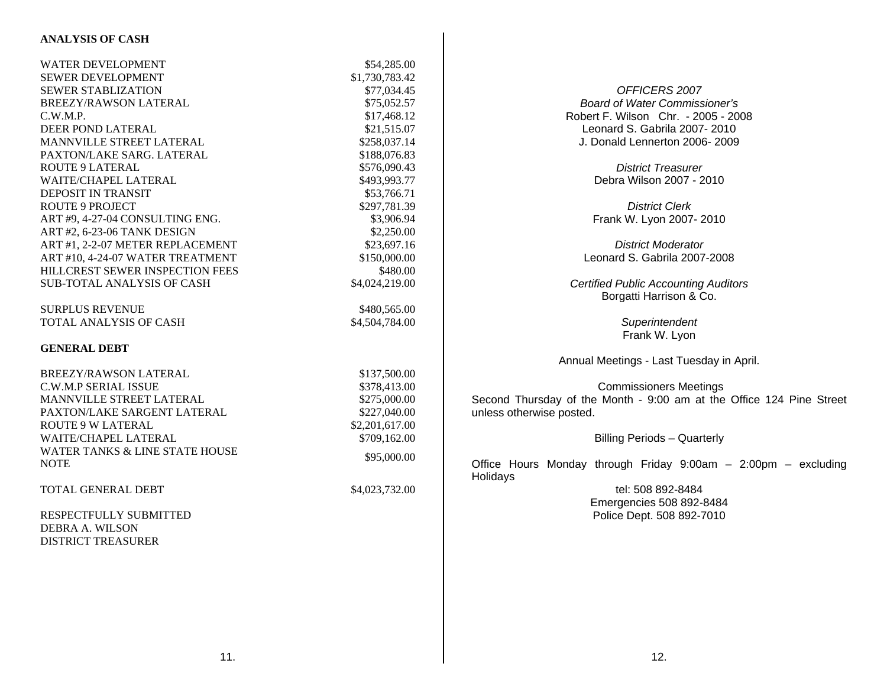## ANALYSIS OF CASH

| | |
|---|---|
| WATER DEVELOPMENT | $54,285.00 |
| SEWER DEVELOPMENT | $1,730,783.42 |
| SEWER STABLIZATION | $77,034.45 |
| BREEZY/RAWSON LATERAL | $75,052.57 |
| C.W.M.P. | $17,468.12 |
| DEER POND LATERAL | $21,515.07 |
| MANNVILLE STREET LATERAL | $258,037.14 |
| PAXTON/LAKE SARG. LATERAL | $188,076.83 |
| ROUTE 9 LATERAL | $576,090.43 |
| WAITE/CHAPEL LATERAL | $493,993.77 |
| DEPOSIT IN TRANSIT | $53,766.71 |
| ROUTE 9 PROJECT | $297,781.39 |
| ART #9, 4-27-04 CONSULTING ENG. | $3,906.94 |
| ART #2, 6-23-06 TANK DESIGN | $2,250.00 |
| ART #1, 2-2-07 METER REPLACEMENT | $23,697.16 |
| ART #10, 4-24-07 WATER TREATMENT | $150,000.00 |
| HILLCREST SEWER INSPECTION FEES | $480.00 |
| SUB-TOTAL ANALYSIS OF CASH | $4,024,219.00 |
| SURPLUS REVENUE | $480,565.00 |
| TOTAL ANALYSIS OF CASH | $4,504,784.00 |

## GENERAL DEBT

| | |
|---|---|
| BREEZY/RAWSON LATERAL | $137,500.00 |
| C.W.M.P SERIAL ISSUE | $378,413.00 |
| MANNVILLE STREET LATERAL | $275,000.00 |
| PAXTON/LAKE SARGENT LATERAL | $227,040.00 |
| ROUTE 9 W LATERAL | $2,201,617.00 |
| WAITE/CHAPEL LATERAL | $709,162.00 |
| WATER TANKS & LINE STATE HOUSE NOTE | $95,000.00 |
| TOTAL GENERAL DEBT | $4,023,732.00 |

RESPECTFULLY SUBMITTED
DEBRA A. WILSON
DISTRICT TREASURER

*OFFICERS 2007*

*Board of Water Commissioner's*
Robert F. Wilson Chr. - 2005 - 2008
Leonard S. Gabrila 2007- 2010
J. Donald Lennerton 2006- 2009

*District Treasurer*
Debra Wilson 2007 - 2010

*District Clerk*
Frank W. Lyon 2007- 2010

*District Moderator*
Leonard S. Gabrila 2007-2008

*Certified Public Accounting Auditors*
Borgatti Harrison & Co.

*Superintendent*
Frank W. Lyon

Annual Meetings - Last Tuesday in April.

Commissioners Meetings
Second Thursday of the Month - 9:00 am at the Office 124 Pine Street unless otherwise posted.

Billing Periods – Quarterly

Office Hours Monday through Friday 9:00am – 2:00pm – excluding Holidays

tel: 508 892-8484
Emergencies 508 892-8484
Police Dept. 508 892-7010